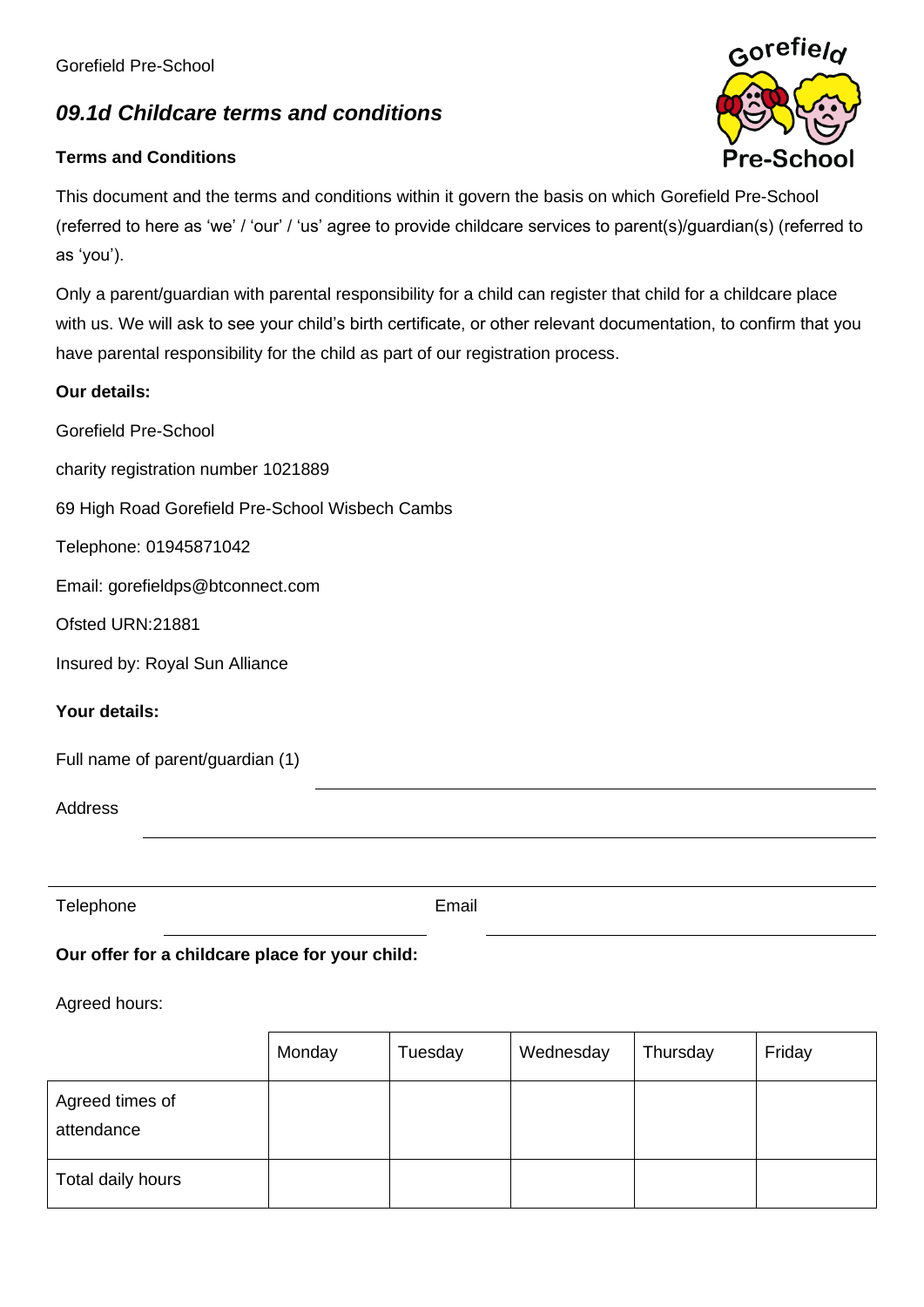Gorefield Pre-School

# *09.1d Childcare terms and conditions*

**Terms and Conditions**

This document and the terms and conditions within it govern the basis on which Gorefield Pre-School (referred to here as 'we' / 'our' / 'us' agree to provide childcare services to parent(s)/guardian(s) (referred to as 'you').

Only a parent/guardian with parental responsibility for a child can register that child for a childcare place with us. We will ask to see your child's birth certificate, or other relevant documentation, to confirm that you have parental responsibility for the child as part of our registration process.

**Our details:**

Gorefield Pre-School

charity registration number 1021889

69 High Road Gorefield Pre-School Wisbech Cambs

Telephone: 01945871042

Email: gorefieldps@btconnect.com

Ofsted URN:21881

Insured by: Royal Sun Alliance

**Your details:**

Full name of parent/guardian (1) \_\_\_\_\_\_\_\_\_\_\_\_\_\_\_\_\_\_\_\_\_\_\_\_\_\_\_\_\_\_\_\_

Address \_\_\_\_\_\_\_\_\_\_\_\_\_\_\_\_\_\_\_\_\_\_\_\_\_\_\_\_\_\_\_\_\_\_\_\_\_\_\_\_

\_\_\_\_\_\_\_\_\_\_\_\_\_\_\_\_\_\_\_\_\_\_\_\_\_\_\_\_\_\_\_\_\_\_\_\_\_\_\_\_\_\_\_\_\_\_\_\_

Telephone \_\_\_\_\_\_\_\_\_\_\_\_\_\_\_\_ Email \_\_\_\_\_\_\_\_\_\_\_\_\_\_\_\_\_\_\_\_\_\_\_\_

**Our offer for a childcare place for your child:**

Agreed hours:

| | Monday | Tuesday | Wednesday | Thursday | Friday |
|---|---|---|---|---|---|
| Agreed times of attendance | | | | | |
| Total daily hours | | | | | |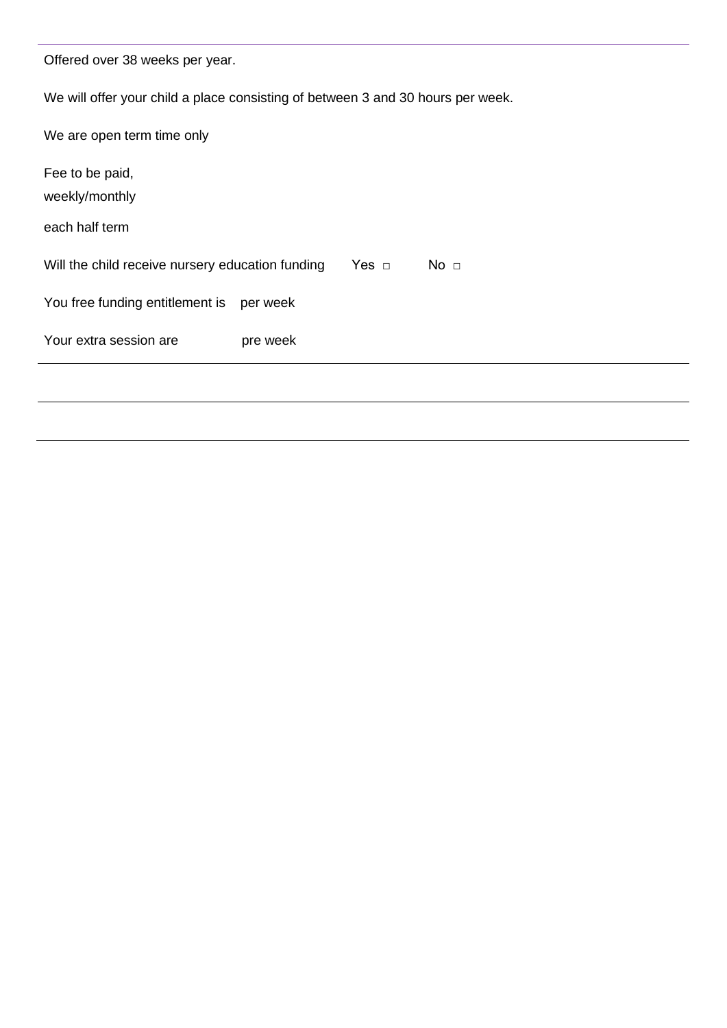Offered over 38 weeks per year.

We will offer your child a place consisting of between 3 and 30 hours per week.

We are open term time only

Fee to be paid,
weekly/monthly

each half term

Will the child receive nursery education funding  Yes □  No □

You free funding entitlement is  per week

Your extra session are  pre week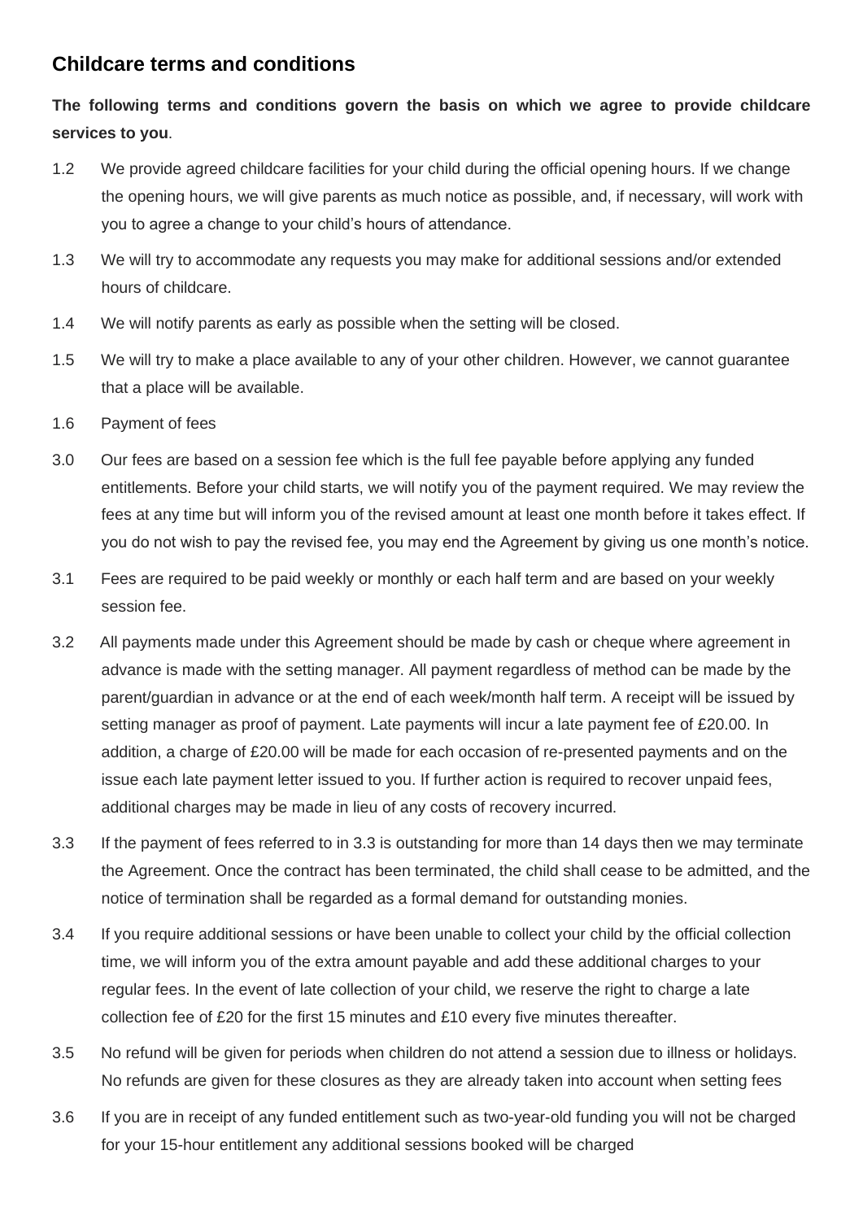## Childcare terms and conditions

**The following terms and conditions govern the basis on which we agree to provide childcare services to you**.

1.2 We provide agreed childcare facilities for your child during the official opening hours. If we change the opening hours, we will give parents as much notice as possible, and, if necessary, will work with you to agree a change to your child's hours of attendance.

1.3 We will try to accommodate any requests you may make for additional sessions and/or extended hours of childcare.

1.4 We will notify parents as early as possible when the setting will be closed.

1.5 We will try to make a place available to any of your other children. However, we cannot guarantee that a place will be available.

1.6 Payment of fees

3.0 Our fees are based on a session fee which is the full fee payable before applying any funded entitlements. Before your child starts, we will notify you of the payment required. We may review the fees at any time but will inform you of the revised amount at least one month before it takes effect. If you do not wish to pay the revised fee, you may end the Agreement by giving us one month's notice.

3.1 Fees are required to be paid weekly or monthly or each half term and are based on your weekly session fee.

3.2 All payments made under this Agreement should be made by cash or cheque where agreement in advance is made with the setting manager. All payment regardless of method can be made by the parent/guardian in advance or at the end of each week/month half term. A receipt will be issued by setting manager as proof of payment. Late payments will incur a late payment fee of £20.00. In addition, a charge of £20.00 will be made for each occasion of re-presented payments and on the issue each late payment letter issued to you. If further action is required to recover unpaid fees, additional charges may be made in lieu of any costs of recovery incurred.

3.3 If the payment of fees referred to in 3.3 is outstanding for more than 14 days then we may terminate the Agreement. Once the contract has been terminated, the child shall cease to be admitted, and the notice of termination shall be regarded as a formal demand for outstanding monies.

3.4 If you require additional sessions or have been unable to collect your child by the official collection time, we will inform you of the extra amount payable and add these additional charges to your regular fees. In the event of late collection of your child, we reserve the right to charge a late collection fee of £20 for the first 15 minutes and £10 every five minutes thereafter.

3.5 No refund will be given for periods when children do not attend a session due to illness or holidays. No refunds are given for these closures as they are already taken into account when setting fees

3.6 If you are in receipt of any funded entitlement such as two-year-old funding you will not be charged for your 15-hour entitlement any additional sessions booked will be charged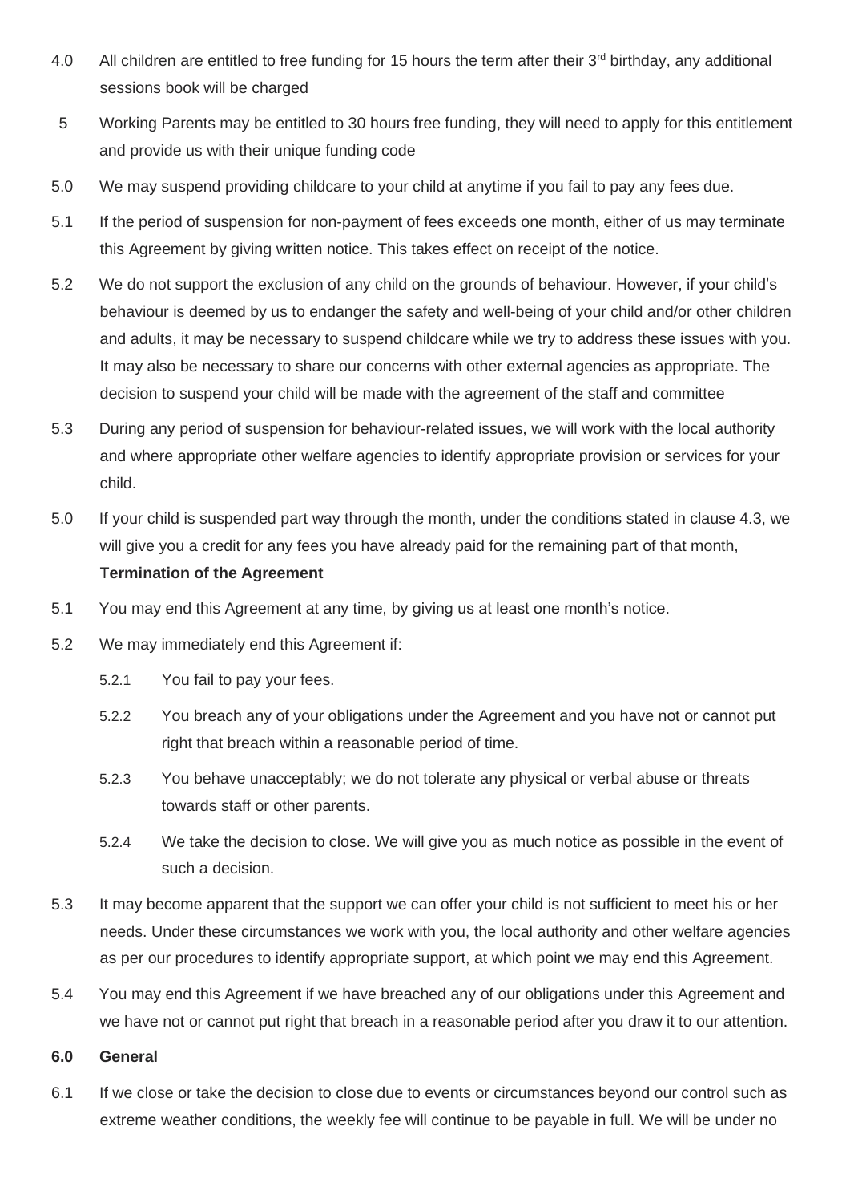4.0 All children are entitled to free funding for 15 hours the term after their 3rd birthday, any additional sessions book will be charged

5 Working Parents may be entitled to 30 hours free funding, they will need to apply for this entitlement and provide us with their unique funding code

5.0 We may suspend providing childcare to your child at anytime if you fail to pay any fees due.

5.1 If the period of suspension for non-payment of fees exceeds one month, either of us may terminate this Agreement by giving written notice. This takes effect on receipt of the notice.

5.2 We do not support the exclusion of any child on the grounds of behaviour. However, if your child's behaviour is deemed by us to endanger the safety and well-being of your child and/or other children and adults, it may be necessary to suspend childcare while we try to address these issues with you. It may also be necessary to share our concerns with other external agencies as appropriate. The decision to suspend your child will be made with the agreement of the staff and committee

5.3 During any period of suspension for behaviour-related issues, we will work with the local authority and where appropriate other welfare agencies to identify appropriate provision or services for your child.

5.0 If your child is suspended part way through the month, under the conditions stated in clause 4.3, we will give you a credit for any fees you have already paid for the remaining part of that month,

**Termination of the Agreement**

5.1 You may end this Agreement at any time, by giving us at least one month's notice.

5.2 We may immediately end this Agreement if:

- 5.2.1 You fail to pay your fees.
- 5.2.2 You breach any of your obligations under the Agreement and you have not or cannot put right that breach within a reasonable period of time.
- 5.2.3 You behave unacceptably; we do not tolerate any physical or verbal abuse or threats towards staff or other parents.
- 5.2.4 We take the decision to close. We will give you as much notice as possible in the event of such a decision.

5.3 It may become apparent that the support we can offer your child is not sufficient to meet his or her needs. Under these circumstances we work with you, the local authority and other welfare agencies as per our procedures to identify appropriate support, at which point we may end this Agreement.

5.4 You may end this Agreement if we have breached any of our obligations under this Agreement and we have not or cannot put right that breach in a reasonable period after you draw it to our attention.

**6.0 General**

6.1 If we close or take the decision to close due to events or circumstances beyond our control such as extreme weather conditions, the weekly fee will continue to be payable in full. We will be under no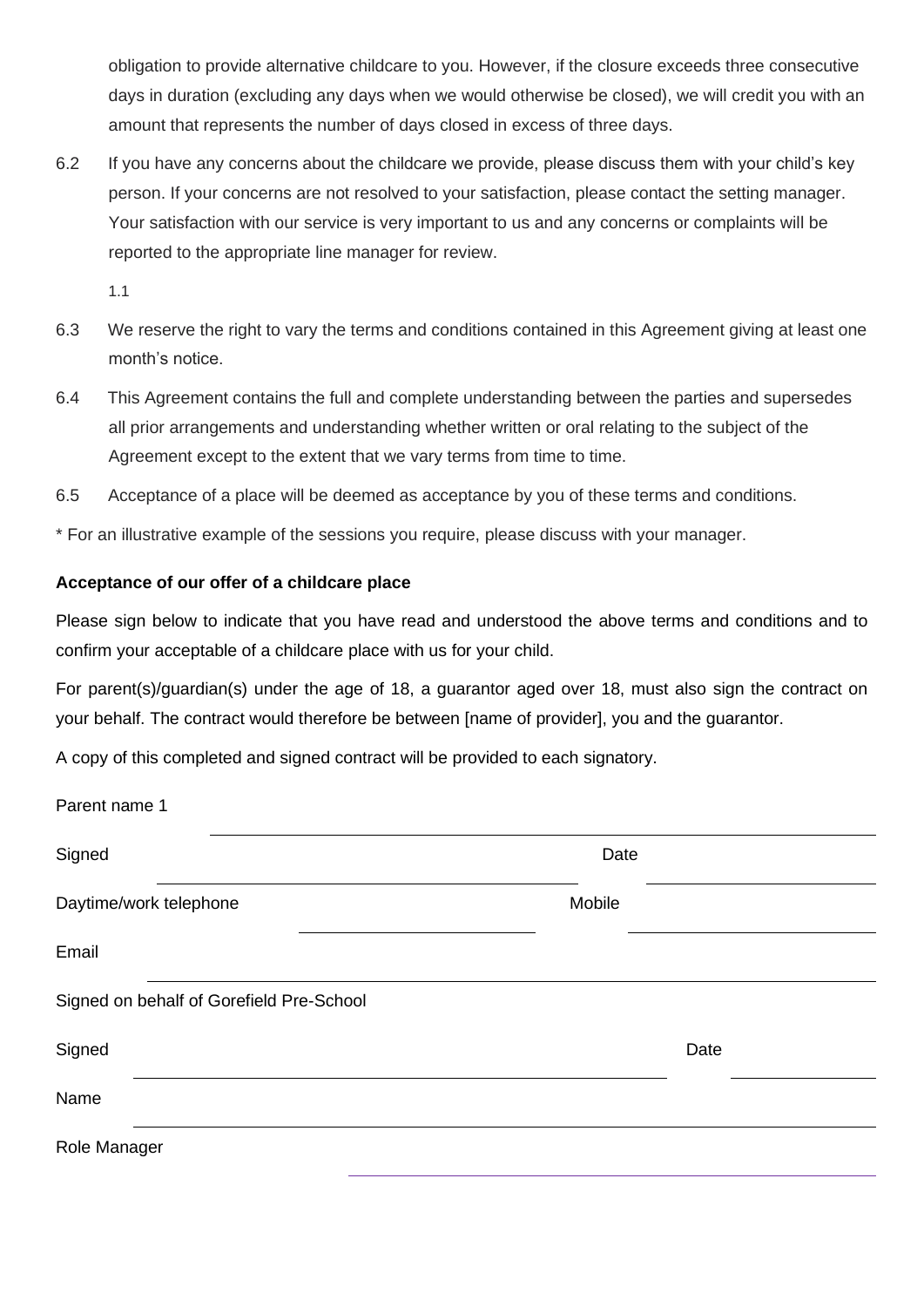obligation to provide alternative childcare to you. However, if the closure exceeds three consecutive days in duration (excluding any days when we would otherwise be closed), we will credit you with an amount that represents the number of days closed in excess of three days.

6.2 If you have any concerns about the childcare we provide, please discuss them with your child's key person. If your concerns are not resolved to your satisfaction, please contact the setting manager. Your satisfaction with our service is very important to us and any concerns or complaints will be reported to the appropriate line manager for review.

1.1

6.3 We reserve the right to vary the terms and conditions contained in this Agreement giving at least one month's notice.

6.4 This Agreement contains the full and complete understanding between the parties and supersedes all prior arrangements and understanding whether written or oral relating to the subject of the Agreement except to the extent that we vary terms from time to time.

6.5 Acceptance of a place will be deemed as acceptance by you of these terms and conditions.

* For an illustrative example of the sessions you require, please discuss with your manager.

**Acceptance of our offer of a childcare place**

Please sign below to indicate that you have read and understood the above terms and conditions and to confirm your acceptable of a childcare place with us for your child.

For parent(s)/guardian(s) under the age of 18, a guarantor aged over 18, must also sign the contract on your behalf. The contract would therefore be between [name of provider], you and the guarantor.

A copy of this completed and signed contract will be provided to each signatory.

Parent name 1 ______________________

Signed ______________________ Date ______________________

Daytime/work telephone ______________________ Mobile ______________________

Email ______________________

Signed on behalf of Gorefield Pre-School

Signed ______________________ Date ______________________

Name ______________________

Role Manager ______________________